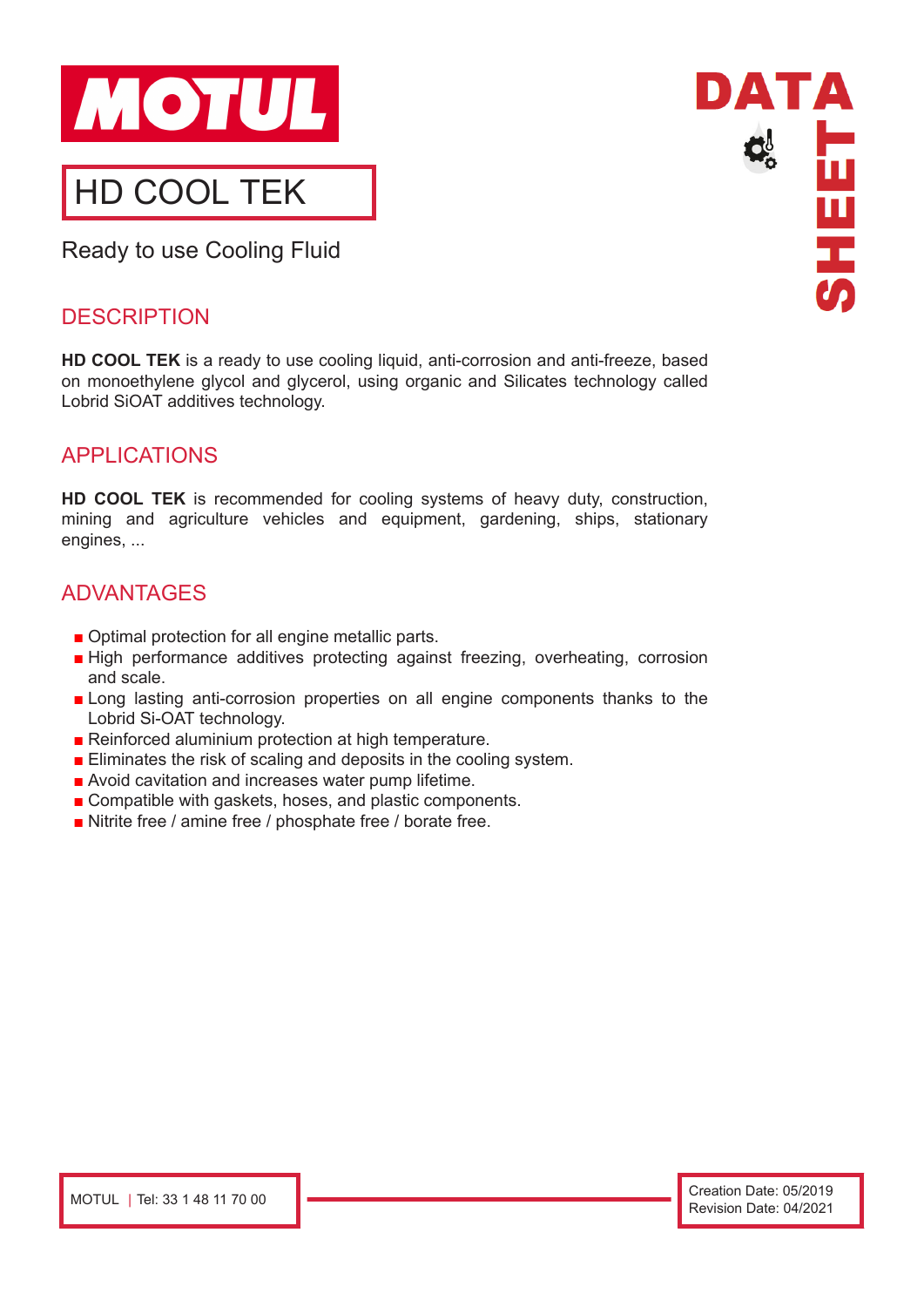# MOTUL

# HD COOL TEK

Ready to use Cooling Fluid

DATA SHEET

## DESCRIPTION

**HD COOL TEK** is a ready to use cooling liquid, anti-corrosion and anti-freeze, based on monoethylene glycol and glycerol, using organic and Silicates technology called Lobrid SiOAT additives technology.

## APPLICATIONS

**HD COOL TEK** is recommended for cooling systems of heavy duty, construction, mining and agriculture vehicles and equipment, gardening, ships, stationary engines, ...

## ADVANTAGES

- Optimal protection for all engine metallic parts.
- High performance additives protecting against freezing, overheating, corrosion and scale.
- Long lasting anti-corrosion properties on all engine components thanks to the Lobrid Si-OAT technology.
- Reinforced aluminium protection at high temperature.
- Eliminates the risk of scaling and deposits in the cooling system.
- Avoid cavitation and increases water pump lifetime.
- Compatible with gaskets, hoses, and plastic components.
- Nitrite free / amine free / phosphate free / borate free.

MOTUL | Tel: 33 1 48 11 70 00

Creation Date: 05/2019
Revision Date: 04/2021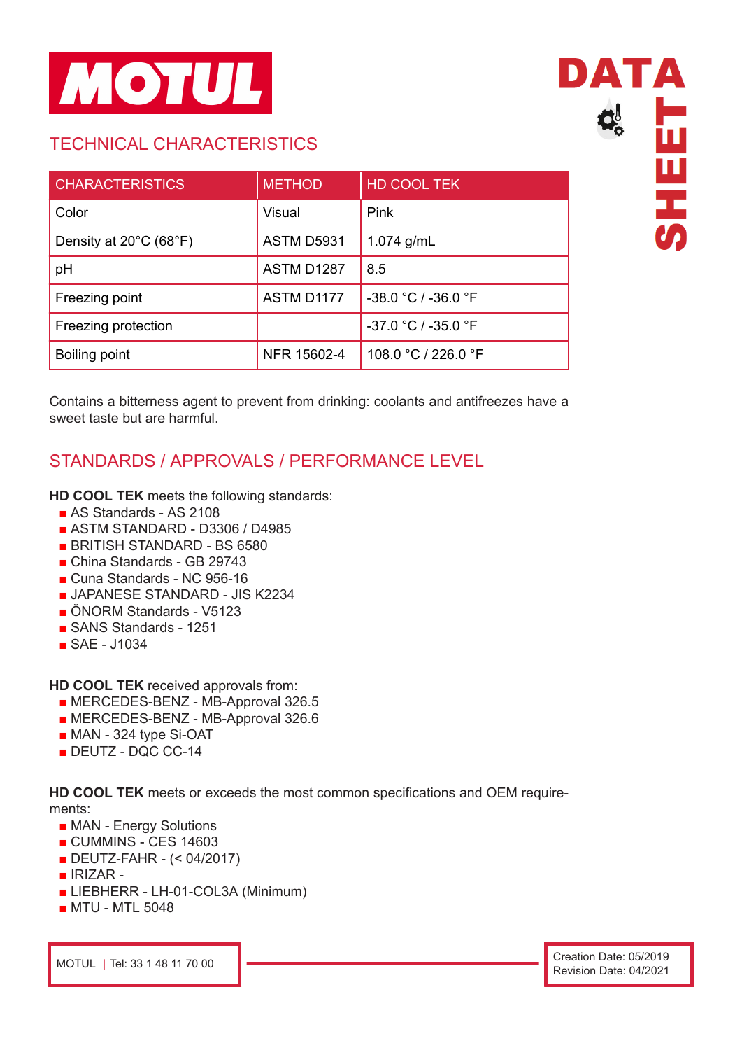## TECHNICAL CHARACTERISTICS

| CHARACTERISTICS | METHOD | HD COOL TEK |
|---|---|---|
| Color | Visual | Pink |
| Density at 20°C (68°F) | ASTM D5931 | 1.074 g/mL |
| pH | ASTM D1287 | 8.5 |
| Freezing point | ASTM D1177 | -38.0 °C / -36.0 °F |
| Freezing protection | | -37.0 °C / -35.0 °F |
| Boiling point | NFR 15602-4 | 108.0 °C / 226.0 °F |

Contains a bitterness agent to prevent from drinking: coolants and antifreezes have a sweet taste but are harmful.

## STANDARDS / APPROVALS / PERFORMANCE LEVEL

**HD COOL TEK** meets the following standards:

- AS Standards - AS 2108
- ASTM STANDARD - D3306 / D4985
- BRITISH STANDARD - BS 6580
- China Standards - GB 29743
- Cuna Standards - NC 956-16
- JAPANESE STANDARD - JIS K2234
- ÖNORM Standards - V5123
- SANS Standards - 1251
- SAE - J1034

**HD COOL TEK** received approvals from:

- MERCEDES-BENZ - MB-Approval 326.5
- MERCEDES-BENZ - MB-Approval 326.6
- MAN - 324 type Si-OAT
- DEUTZ - DQC CC-14

**HD COOL TEK** meets or exceeds the most common specifications and OEM requirements:

- MAN - Energy Solutions
- CUMMINS - CES 14603
- DEUTZ-FAHR - (< 04/2017)
- IRIZAR -
- LIEBHERR - LH-01-COL3A (Minimum)
- MTU - MTL 5048

MOTUL | Tel: 33 1 48 11 70 00

Creation Date: 05/2019
Revision Date: 04/2021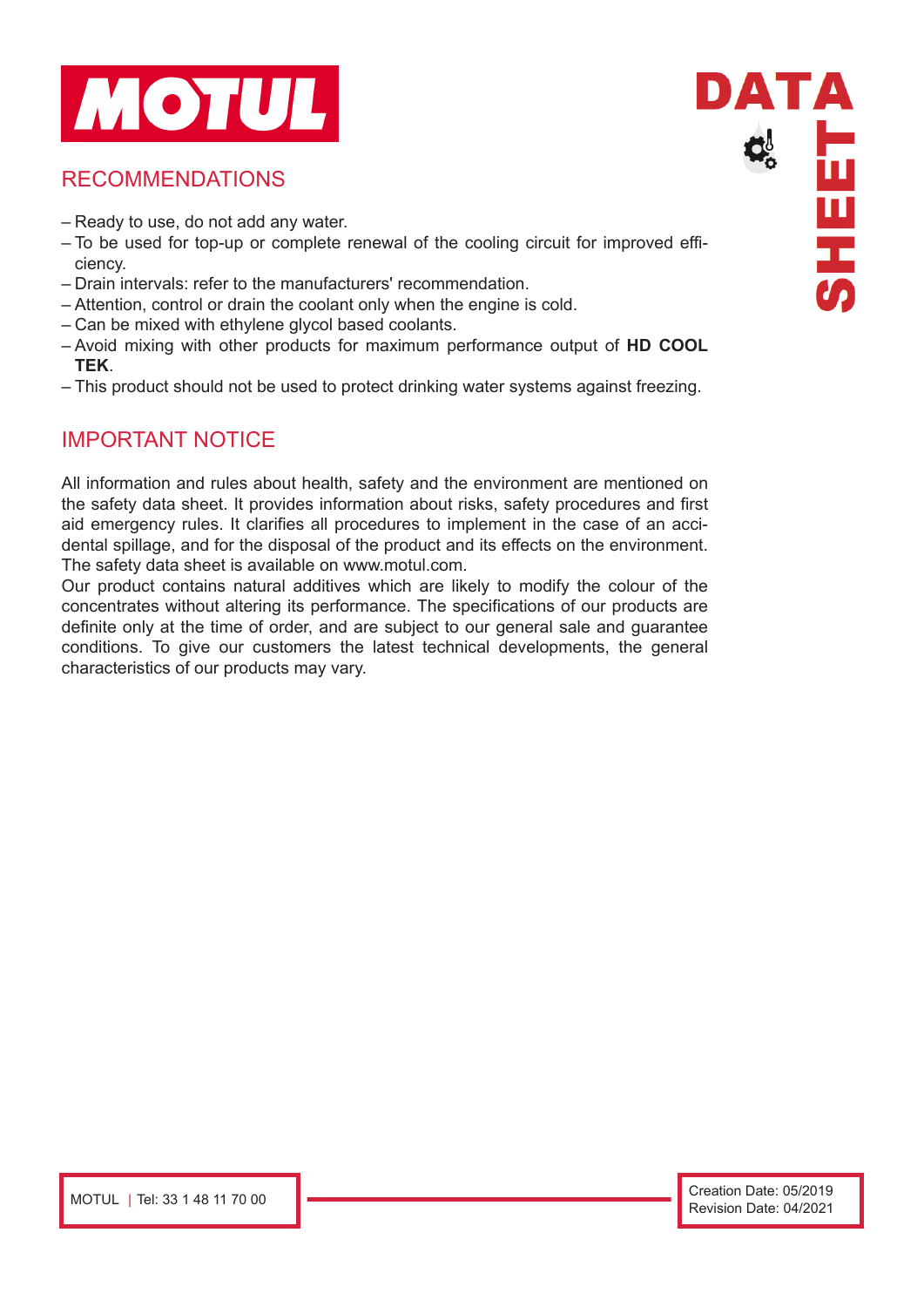## RECOMMENDATIONS

- Ready to use, do not add any water.
- To be used for top-up or complete renewal of the cooling circuit for improved efficiency.
- Drain intervals: refer to the manufacturers' recommendation.
- Attention, control or drain the coolant only when the engine is cold.
- Can be mixed with ethylene glycol based coolants.
- Avoid mixing with other products for maximum performance output of **HD COOL TEK**.
- This product should not be used to protect drinking water systems against freezing.

## IMPORTANT NOTICE

All information and rules about health, safety and the environment are mentioned on the safety data sheet. It provides information about risks, safety procedures and first aid emergency rules. It clarifies all procedures to implement in the case of an accidental spillage, and for the disposal of the product and its effects on the environment. The safety data sheet is available on www.motul.com.
Our product contains natural additives which are likely to modify the colour of the concentrates without altering its performance. The specifications of our products are definite only at the time of order, and are subject to our general sale and guarantee conditions. To give our customers the latest technical developments, the general characteristics of our products may vary.

MOTUL | Tel: 33 1 48 11 70 00

Creation Date: 05/2019
Revision Date: 04/2021